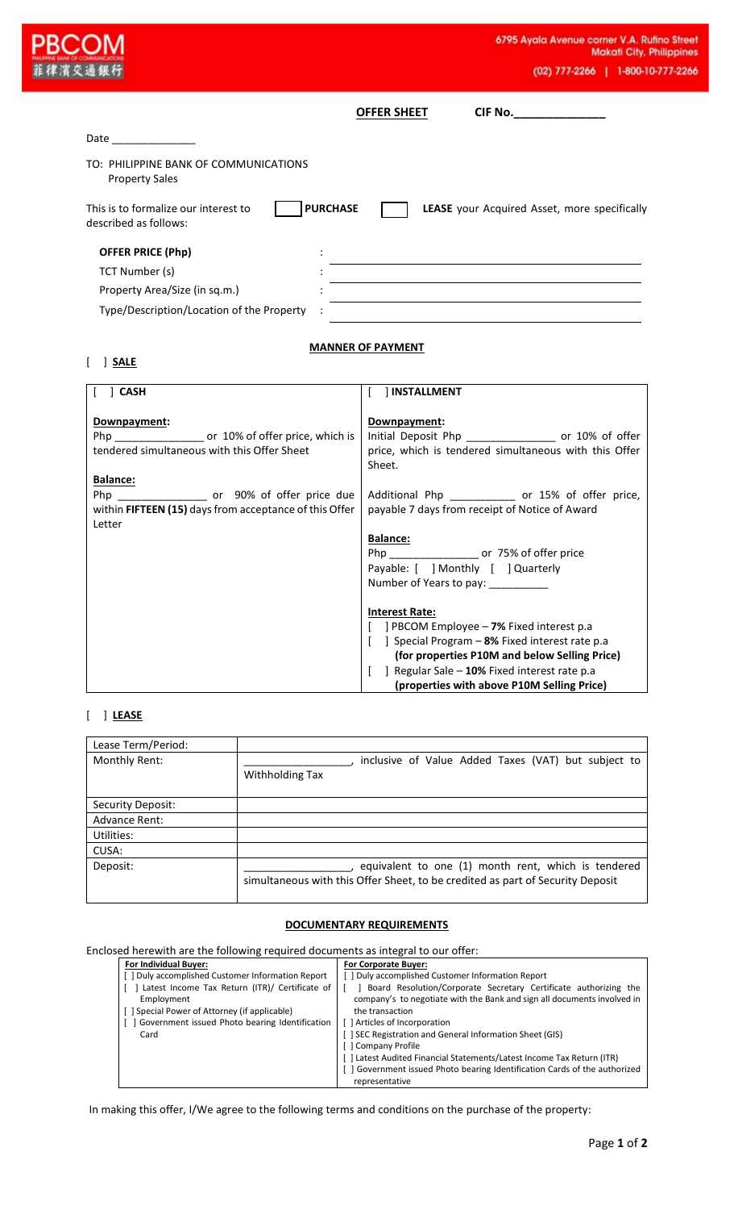PBCOM
PHILIPPINE BANK OF COMMUNICATIONS
菲律濱交通銀行

6795 Ayala Avenue corner V.A. Rufino Street
Makati City, Philippines
(02) 777-2266 | 1-800-10-777-2266

**OFFER SHEET** **CIF No.______________**

Date ______________

TO: PHILIPPINE BANK OF COMMUNICATIONS
Property Sales

This is to formalize our interest to [ ] **PURCHASE** [ ] **LEASE** your Acquired Asset, more specifically described as follows:

**OFFER PRICE (Php)** : ______________________________
TCT Number (s) : ______________________________
Property Area/Size (in sq.m.) : ______________________________
Type/Description/Location of the Property : ______________________________

**MANNER OF PAYMENT**

[ ] **SALE**

| [ ] **CASH** | [ ] **INSTALLMENT** |
|---|---|
| **Downpayment:**<br>Php ______________ or 10% of offer price, which is tendered simultaneous with this Offer Sheet<br><br>**Balance:**<br>Php ______________ or 90% of offer price due within **FIFTEEN (15)** days from acceptance of this Offer Letter | **Downpayment:**<br>Initial Deposit Php ______________ or 10% of offer price, which is tendered simultaneous with this Offer Sheet.<br><br>Additional Php __________ or 15% of offer price, payable 7 days from receipt of Notice of Award<br><br>**Balance:**<br>Php ______________ or 75% of offer price<br>Payable: [ ] Monthly [ ] Quarterly<br>Number of Years to pay: _________<br><br>**Interest Rate:**<br>[ ] PBCOM Employee – **7%** Fixed interest p.a<br>[ ] Special Program – **8%** Fixed interest rate p.a **(for properties P10M and below Selling Price)**<br>[ ] Regular Sale – **10%** Fixed interest rate p.a **(properties with above P10M Selling Price)** |

[ ] **LEASE**

| Lease Term/Period: | |
|---|---|
| Monthly Rent: | ________________, inclusive of Value Added Taxes (VAT) but subject to Withholding Tax |
| Security Deposit: | |
| Advance Rent: | |
| Utilities: | |
| CUSA: | |
| Deposit: | ________________, equivalent to one (1) month rent, which is tendered simultaneous with this Offer Sheet, to be credited as part of Security Deposit |

**DOCUMENTARY REQUIREMENTS**

Enclosed herewith are the following required documents as integral to our offer:

| **For Individual Buyer:** | **For Corporate Buyer:** |
|---|---|
| [ ] Duly accomplished Customer Information Report<br>[ ] Latest Income Tax Return (ITR)/ Certificate of Employment<br>[ ] Special Power of Attorney (if applicable)<br>[ ] Government issued Photo bearing Identification Card | [ ] Duly accomplished Customer Information Report<br>[ ] Board Resolution/Corporate Secretary Certificate authorizing the company's to negotiate with the Bank and sign all documents involved in the transaction<br>[ ] Articles of Incorporation<br>[ ] SEC Registration and General Information Sheet (GIS)<br>[ ] Company Profile<br>[ ] Latest Audited Financial Statements/Latest Income Tax Return (ITR)<br>[ ] Government issued Photo bearing Identification Cards of the authorized representative |

In making this offer, I/We agree to the following terms and conditions on the purchase of the property: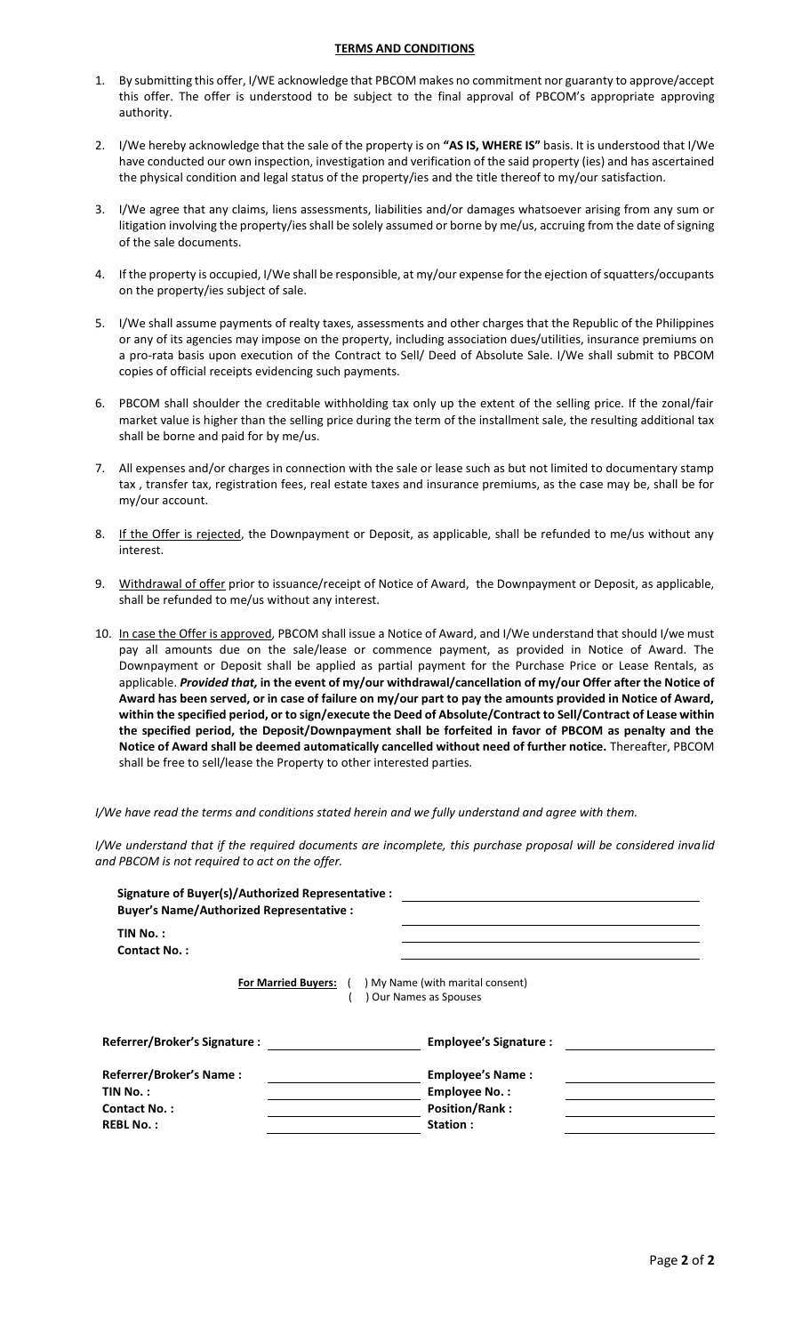**TERMS AND CONDITIONS**

1. By submitting this offer, I/WE acknowledge that PBCOM makes no commitment nor guaranty to approve/accept this offer. The offer is understood to be subject to the final approval of PBCOM's appropriate approving authority.

2. I/We hereby acknowledge that the sale of the property is on **"AS IS, WHERE IS"** basis. It is understood that I/We have conducted our own inspection, investigation and verification of the said property (ies) and has ascertained the physical condition and legal status of the property/ies and the title thereof to my/our satisfaction.

3. I/We agree that any claims, liens assessments, liabilities and/or damages whatsoever arising from any sum or litigation involving the property/ies shall be solely assumed or borne by me/us, accruing from the date of signing of the sale documents.

4. If the property is occupied, I/We shall be responsible, at my/our expense for the ejection of squatters/occupants on the property/ies subject of sale.

5. I/We shall assume payments of realty taxes, assessments and other charges that the Republic of the Philippines or any of its agencies may impose on the property, including association dues/utilities, insurance premiums on a pro-rata basis upon execution of the Contract to Sell/ Deed of Absolute Sale. I/We shall submit to PBCOM copies of official receipts evidencing such payments.

6. PBCOM shall shoulder the creditable withholding tax only up the extent of the selling price. If the zonal/fair market value is higher than the selling price during the term of the installment sale, the resulting additional tax shall be borne and paid for by me/us.

7. All expenses and/or charges in connection with the sale or lease such as but not limited to documentary stamp tax , transfer tax, registration fees, real estate taxes and insurance premiums, as the case may be, shall be for my/our account.

8. <u>If the Offer is rejected</u>, the Downpayment or Deposit, as applicable, shall be refunded to me/us without any interest.

9. <u>Withdrawal of offer</u> prior to issuance/receipt of Notice of Award, the Downpayment or Deposit, as applicable, shall be refunded to me/us without any interest.

10. <u>In case the Offer is approved</u>, PBCOM shall issue a Notice of Award, and I/We understand that should I/we must pay all amounts due on the sale/lease or commence payment, as provided in Notice of Award. The Downpayment or Deposit shall be applied as partial payment for the Purchase Price or Lease Rentals, as applicable. ***Provided that,*** **in the event of my/our withdrawal/cancellation of my/our Offer after the Notice of Award has been served, or in case of failure on my/our part to pay the amounts provided in Notice of Award, within the specified period, or to sign/execute the Deed of Absolute/Contract to Sell/Contract of Lease within the specified period, the Deposit/Downpayment shall be forfeited in favor of PBCOM as penalty and the Notice of Award shall be deemed automatically cancelled without need of further notice.** Thereafter, PBCOM shall be free to sell/lease the Property to other interested parties.

*I/We have read the terms and conditions stated herein and we fully understand and agree with them.*

*I/We understand that if the required documents are incomplete, this purchase proposal will be considered invalid and PBCOM is not required to act on the offer.*

**Signature of Buyer(s)/Authorized Representative :** ______________________

**Buyer's Name/Authorized Representative :** ______________________

**TIN No. :** ______________________

**Contact No. :** ______________________

**<u>For Married Buyers:</u>** ( ) My Name (with marital consent)
( ) Our Names as Spouses

| | | | |
|---|---|---|---|
| **Referrer/Broker's Signature :** | | **Employee's Signature :** | |
| **Referrer/Broker's Name :** | | **Employee's Name :** | |
| **TIN No. :** | | **Employee No. :** | |
| **Contact No. :** | | **Position/Rank :** | |
| **REBL No. :** | | **Station :** | |